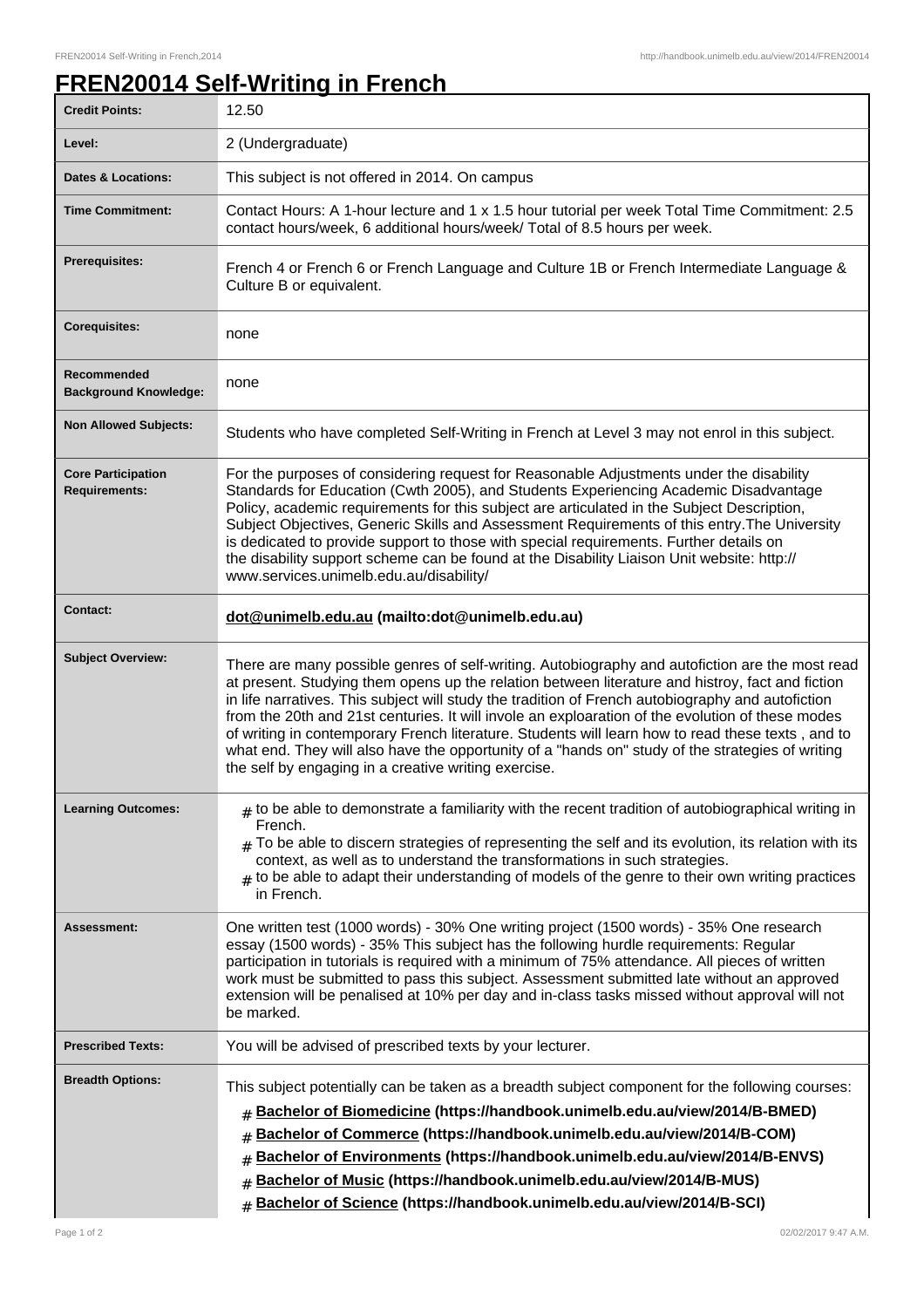# FREN20014 Self-Writing in French

| | |
|---|---|
| **Credit Points:** | 12.50 |
| **Level:** | 2 (Undergraduate) |
| **Dates & Locations:** | This subject is not offered in 2014. On campus |
| **Time Commitment:** | Contact Hours: A 1-hour lecture and 1 x 1.5 hour tutorial per week Total Time Commitment: 2.5 contact hours/week, 6 additional hours/week/ Total of 8.5 hours per week. |
| **Prerequisites:** | French 4 or French 6 or French Language and Culture 1B or French Intermediate Language & Culture B or equivalent. |
| **Corequisites:** | none |
| **Recommended Background Knowledge:** | none |
| **Non Allowed Subjects:** | Students who have completed Self-Writing in French at Level 3 may not enrol in this subject. |
| **Core Participation Requirements:** | For the purposes of considering request for Reasonable Adjustments under the disability Standards for Education (Cwth 2005), and Students Experiencing Academic Disadvantage Policy, academic requirements for this subject are articulated in the Subject Description, Subject Objectives, Generic Skills and Assessment Requirements of this entry.The University is dedicated to provide support to those with special requirements. Further details on the disability support scheme can be found at the Disability Liaison Unit website: http://www.services.unimelb.edu.au/disability/ |
| **Contact:** | **dot@unimelb.edu.au (mailto:dot@unimelb.edu.au)** |
| **Subject Overview:** | There are many possible genres of self-writing. Autobiography and autofiction are the most read at present. Studying them opens up the relation between literature and histroy, fact and fiction in life narratives. This subject will study the tradition of French autobiography and autofiction from the 20th and 21st centuries. It will involve an exploaration of the evolution of these modes of writing in contemporary French literature. Students will learn how to read these texts , and to what end. They will also have the opportunity of a "hands on" study of the strategies of writing the self by engaging in a creative writing exercise. |
| **Learning Outcomes:** | # to be able to demonstrate a familiarity with the recent tradition of autobiographical writing in French. <br> # To be able to discern strategies of representing the self and its evolution, its relation with its context, as well as to understand the transformations in such strategies. <br> # to be able to adapt their understanding of models of the genre to their own writing practices in French. |
| **Assessment:** | One written test (1000 words) - 30% One writing project (1500 words) - 35% One research essay (1500 words) - 35% This subject has the following hurdle requirements: Regular participation in tutorials is required with a minimum of 75% attendance. All pieces of written work must be submitted to pass this subject. Assessment submitted late without an approved extension will be penalised at 10% per day and in-class tasks missed without approval will not be marked. |
| **Prescribed Texts:** | You will be advised of prescribed texts by your lecturer. |
| **Breadth Options:** | This subject potentially can be taken as a breadth subject component for the following courses: <br> # **Bachelor of Biomedicine (https://handbook.unimelb.edu.au/view/2014/B-BMED)** <br> # **Bachelor of Commerce (https://handbook.unimelb.edu.au/view/2014/B-COM)** <br> # **Bachelor of Environments (https://handbook.unimelb.edu.au/view/2014/B-ENVS)** <br> # **Bachelor of Music (https://handbook.unimelb.edu.au/view/2014/B-MUS)** <br> # **Bachelor of Science (https://handbook.unimelb.edu.au/view/2014/B-SCI)** |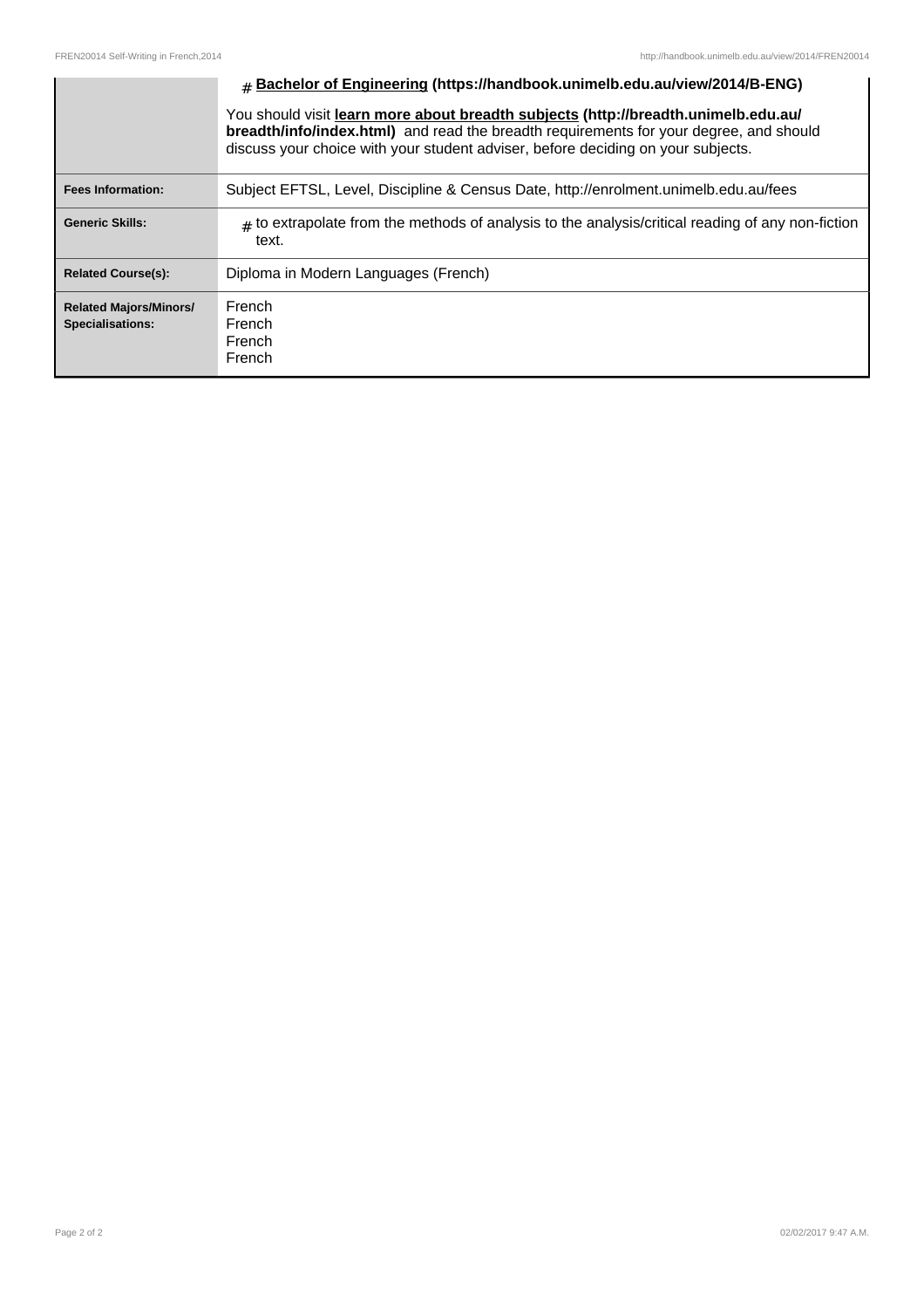| | |
|---|---|
| | # **Bachelor of Engineering** (https://handbook.unimelb.edu.au/view/2014/B-ENG)<br><br>You should visit **learn more about breadth subjects (http://breadth.unimelb.edu.au/breadth/info/index.html)** and read the breadth requirements for your degree, and should discuss your choice with your student adviser, before deciding on your subjects. |
| **Fees Information:** | Subject EFTSL, Level, Discipline & Census Date, http://enrolment.unimelb.edu.au/fees |
| **Generic Skills:** | # to extrapolate from the methods of analysis to the analysis/critical reading of any non-fiction text. |
| **Related Course(s):** | Diploma in Modern Languages (French) |
| **Related Majors/Minors/ Specialisations:** | French<br>French<br>French<br>French |